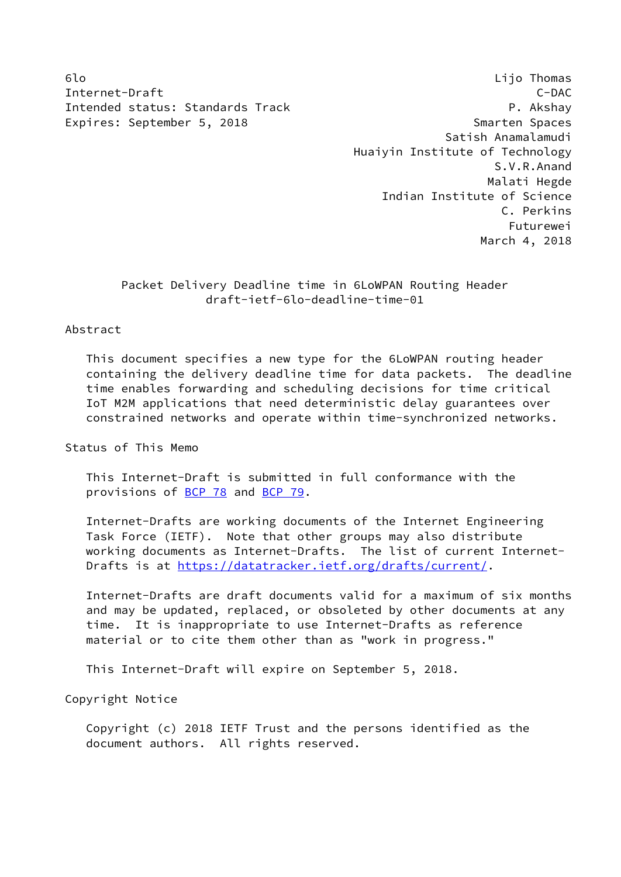6lo Lijo Thomas
Internet-Draft C-DAC
Intended status: Standards Track P. Akshay
Expires: September 5, 2018 Smarten Spaces
Satish Anamalamudi
Huaiyin Institute of Technology
S.V.R.Anand
Malati Hegde
Indian Institute of Science
C. Perkins
Futurewei
March 4, 2018

# Packet Delivery Deadline time in 6LoWPAN Routing Header
draft-ietf-6lo-deadline-time-01

## Abstract

This document specifies a new type for the 6LoWPAN routing header containing the delivery deadline time for data packets. The deadline time enables forwarding and scheduling decisions for time critical IoT M2M applications that need deterministic delay guarantees over constrained networks and operate within time-synchronized networks.

## Status of This Memo

This Internet-Draft is submitted in full conformance with the provisions of BCP 78 and BCP 79.

Internet-Drafts are working documents of the Internet Engineering Task Force (IETF). Note that other groups may also distribute working documents as Internet-Drafts. The list of current Internet-Drafts is at https://datatracker.ietf.org/drafts/current/.

Internet-Drafts are draft documents valid for a maximum of six months and may be updated, replaced, or obsoleted by other documents at any time. It is inappropriate to use Internet-Drafts as reference material or to cite them other than as "work in progress."

This Internet-Draft will expire on September 5, 2018.

## Copyright Notice

Copyright (c) 2018 IETF Trust and the persons identified as the document authors. All rights reserved.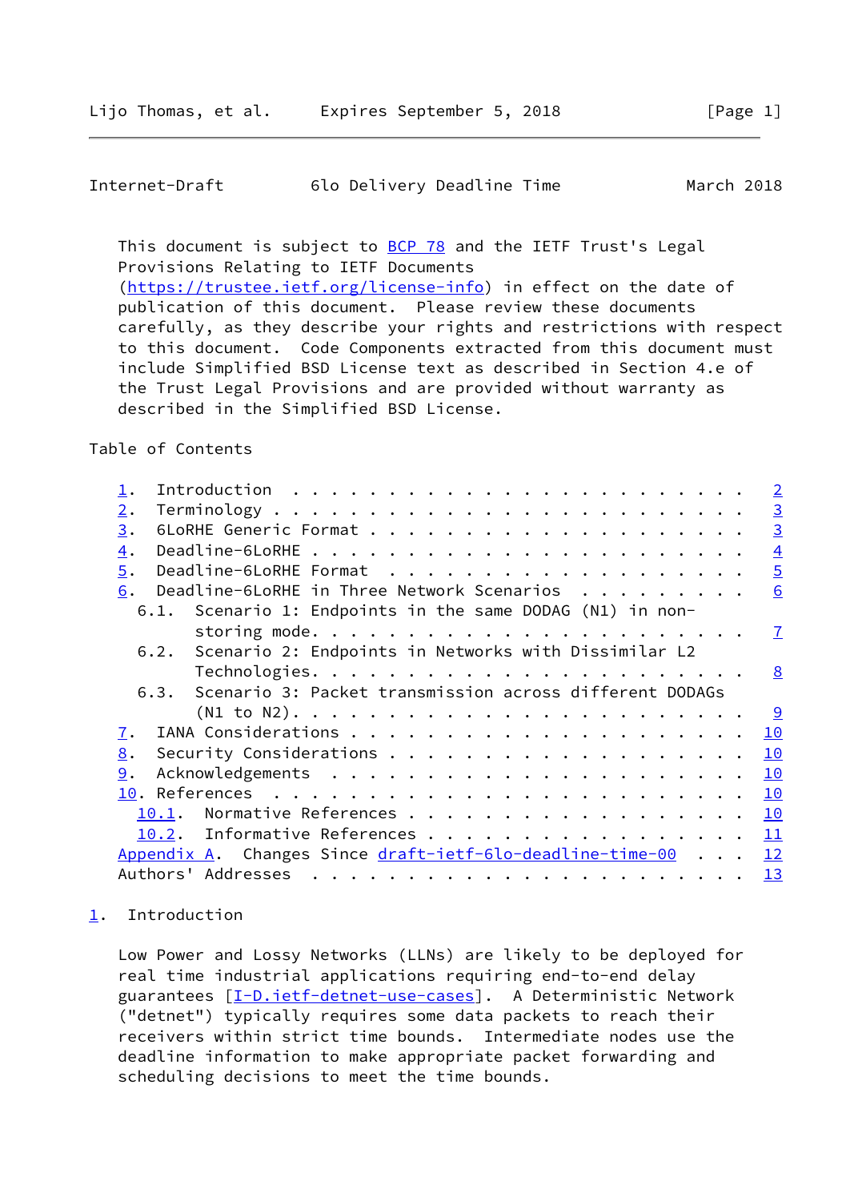This document is subject to BCP 78 and the IETF Trust's Legal Provisions Relating to IETF Documents (https://trustee.ietf.org/license-info) in effect on the date of publication of this document. Please review these documents carefully, as they describe your rights and restrictions with respect to this document. Code Components extracted from this document must include Simplified BSD License text as described in Section 4.e of the Trust Legal Provisions and are provided without warranty as described in the Simplified BSD License.

Table of Contents

```
   1.  Introduction  . . . . . . . . . . . . . . . . . . . . . . . .   2
   2.  Terminology . . . . . . . . . . . . . . . . . . . . . . . . .   3
   3.  6LoRHE Generic Format . . . . . . . . . . . . . . . . . . . .   3
   4.  Deadline-6LoRHE . . . . . . . . . . . . . . . . . . . . . . .   4
   5.  Deadline-6LoRHE Format  . . . . . . . . . . . . . . . . . . .   5
   6.  Deadline-6LoRHE in Three Network Scenarios  . . . . . . . . .   6
     6.1.  Scenario 1: Endpoints in the same DODAG (N1) in non-
           storing mode. . . . . . . . . . . . . . . . . . . . . . .   7
     6.2.  Scenario 2: Endpoints in Networks with Dissimilar L2
           Technologies. . . . . . . . . . . . . . . . . . . . . . .   8
     6.3.  Scenario 3: Packet transmission across different DODAGs
           (N1 to N2). . . . . . . . . . . . . . . . . . . . . . . .   9
   7.  IANA Considerations . . . . . . . . . . . . . . . . . . . . .  10
   8.  Security Considerations . . . . . . . . . . . . . . . . . . .  10
   9.  Acknowledgements  . . . . . . . . . . . . . . . . . . . . . .  10
   10. References  . . . . . . . . . . . . . . . . . . . . . . . . .  10
     10.1.  Normative References . . . . . . . . . . . . . . . . . .  10
     10.2.  Informative References . . . . . . . . . . . . . . . . .  11
   Appendix A.  Changes Since draft-ietf-6lo-deadline-time-00  . . .  12
   Authors' Addresses  . . . . . . . . . . . . . . . . . . . . . . .  13
```

## 1. Introduction

Low Power and Lossy Networks (LLNs) are likely to be deployed for real time industrial applications requiring end-to-end delay guarantees [I-D.ietf-detnet-use-cases]. A Deterministic Network ("detnet") typically requires some data packets to reach their receivers within strict time bounds. Intermediate nodes use the deadline information to make appropriate packet forwarding and scheduling decisions to meet the time bounds.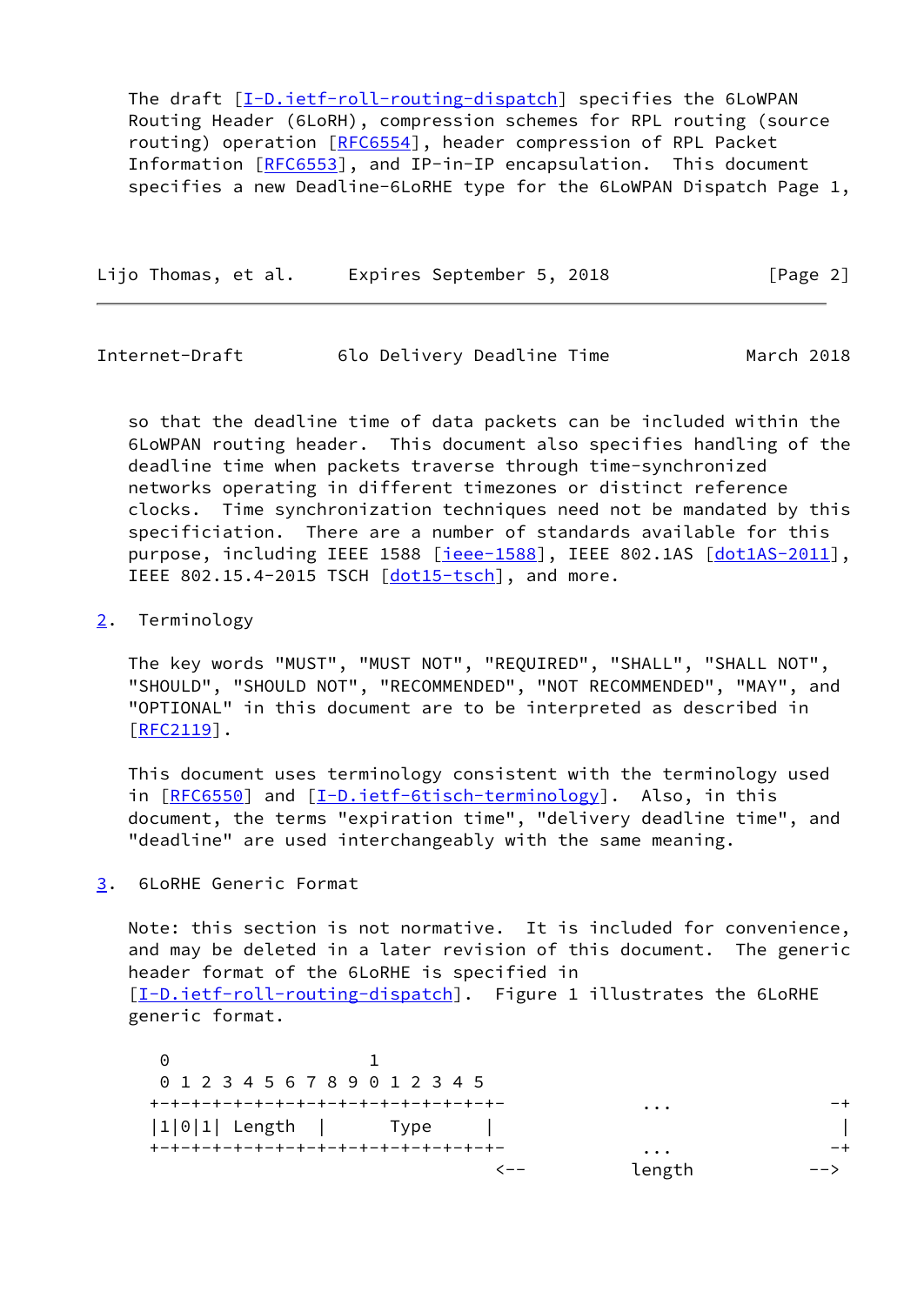The draft [I-D.ietf-roll-routing-dispatch] specifies the 6LoWPAN Routing Header (6LoRH), compression schemes for RPL routing (source routing) operation [RFC6554], header compression of RPL Packet Information [RFC6553], and IP-in-IP encapsulation. This document specifies a new Deadline-6LoRHE type for the 6LoWPAN Dispatch Page 1, so that the deadline time of data packets can be included within the 6LoWPAN routing header. This document also specifies handling of the deadline time when packets traverse through time-synchronized networks operating in different timezones or distinct reference clocks. Time synchronization techniques need not be mandated by this specificiation. There are a number of standards available for this purpose, including IEEE 1588 [ieee-1588], IEEE 802.1AS [dot1AS-2011], IEEE 802.15.4-2015 TSCH [dot15-tsch], and more.

## 2. Terminology

The key words "MUST", "MUST NOT", "REQUIRED", "SHALL", "SHALL NOT", "SHOULD", "SHOULD NOT", "RECOMMENDED", "NOT RECOMMENDED", "MAY", and "OPTIONAL" in this document are to be interpreted as described in [RFC2119].

This document uses terminology consistent with the terminology used in [RFC6550] and [I-D.ietf-6tisch-terminology]. Also, in this document, the terms "expiration time", "delivery deadline time", and "deadline" are used interchangeably with the same meaning.

## 3. 6LoRHE Generic Format

Note: this section is not normative. It is included for convenience, and may be deleted in a later revision of this document. The generic header format of the 6LoRHE is specified in [I-D.ietf-roll-routing-dispatch]. Figure 1 illustrates the 6LoRHE generic format.

```
  0                   1
  0 1 2 3 4 5 6 7 8 9 0 1 2 3 4 5
 +-+-+-+-+-+-+-+-+-+-+-+-+-+-+-+-+-            ...              -+
 |1|0|1| Length  |      Type     |                               |
 +-+-+-+-+-+-+-+-+-+-+-+-+-+-+-+-+-            ...              -+
                                 <--          length          -->
```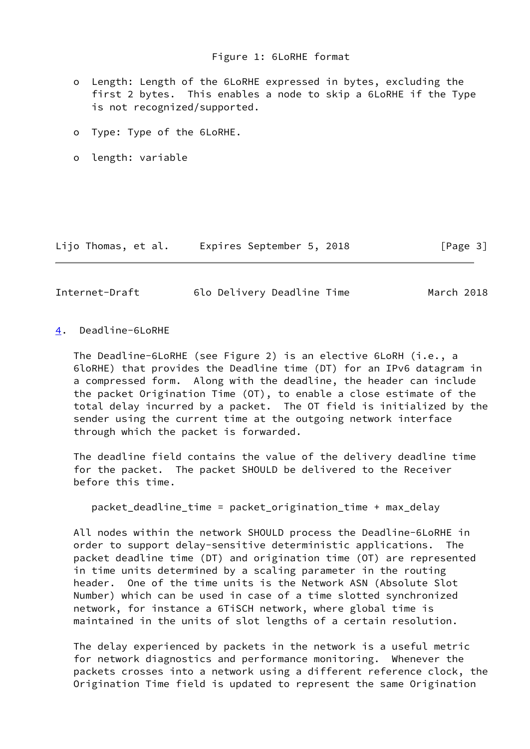Figure 1: 6LoRHE format

- Length: Length of the 6LoRHE expressed in bytes, excluding the first 2 bytes. This enables a node to skip a 6LoRHE if the Type is not recognized/supported.
- Type: Type of the 6LoRHE.
- length: variable

## 4. Deadline-6LoRHE

The Deadline-6LoRHE (see Figure 2) is an elective 6LoRH (i.e., a 6loRHE) that provides the Deadline time (DT) for an IPv6 datagram in a compressed form. Along with the deadline, the header can include the packet Origination Time (OT), to enable a close estimate of the total delay incurred by a packet. The OT field is initialized by the sender using the current time at the outgoing network interface through which the packet is forwarded.

The deadline field contains the value of the delivery deadline time for the packet. The packet SHOULD be delivered to the Receiver before this time.

```
packet_deadline_time = packet_origination_time + max_delay
```

All nodes within the network SHOULD process the Deadline-6LoRHE in order to support delay-sensitive deterministic applications. The packet deadline time (DT) and origination time (OT) are represented in time units determined by a scaling parameter in the routing header. One of the time units is the Network ASN (Absolute Slot Number) which can be used in case of a time slotted synchronized network, for instance a 6TiSCH network, where global time is maintained in the units of slot lengths of a certain resolution.

The delay experienced by packets in the network is a useful metric for network diagnostics and performance monitoring. Whenever the packets crosses into a network using a different reference clock, the Origination Time field is updated to represent the same Origination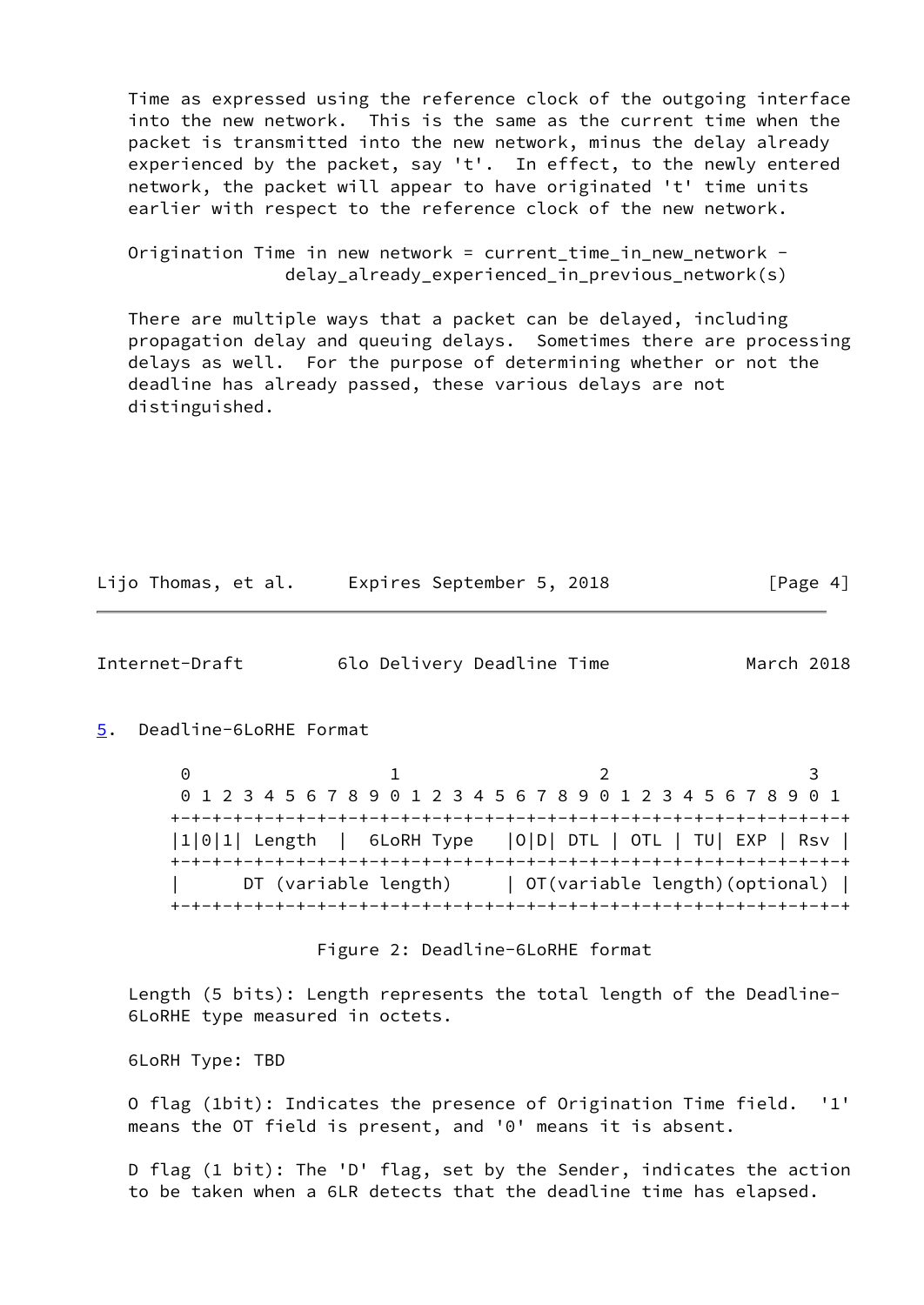Time as expressed using the reference clock of the outgoing interface into the new network. This is the same as the current time when the packet is transmitted into the new network, minus the delay already experienced by the packet, say 't'. In effect, to the newly entered network, the packet will appear to have originated 't' time units earlier with respect to the reference clock of the new network.

```
Origination Time in new network = current_time_in_new_network -
             delay_already_experienced_in_previous_network(s)
```

There are multiple ways that a packet can be delayed, including propagation delay and queuing delays. Sometimes there are processing delays as well. For the purpose of determining whether or not the deadline has already passed, these various delays are not distinguished.

## 5. Deadline-6LoRHE Format

```
 0                   1                   2                   3
 0 1 2 3 4 5 6 7 8 9 0 1 2 3 4 5 6 7 8 9 0 1 2 3 4 5 6 7 8 9 0 1
+-+-+-+-+-+-+-+-+-+-+-+-+-+-+-+-+-+-+-+-+-+-+-+-+-+-+-+-+-+-+-+-+
|1|0|1| Length  |  6LoRH Type   |O|D| DTL | OTL | TU| EXP | Rsv |
+-+-+-+-+-+-+-+-+-+-+-+-+-+-+-+-+-+-+-+-+-+-+-+-+-+-+-+-+-+-+-+-+
|      DT (variable length)     | OT(variable length)(optional) |
+-+-+-+-+-+-+-+-+-+-+-+-+-+-+-+-+-+-+-+-+-+-+-+-+-+-+-+-+-+-+-+-+
```

Figure 2: Deadline-6LoRHE format

Length (5 bits): Length represents the total length of the Deadline-6LoRHE type measured in octets.

6LoRH Type: TBD

O flag (1bit): Indicates the presence of Origination Time field. '1' means the OT field is present, and '0' means it is absent.

D flag (1 bit): The 'D' flag, set by the Sender, indicates the action to be taken when a 6LR detects that the deadline time has elapsed.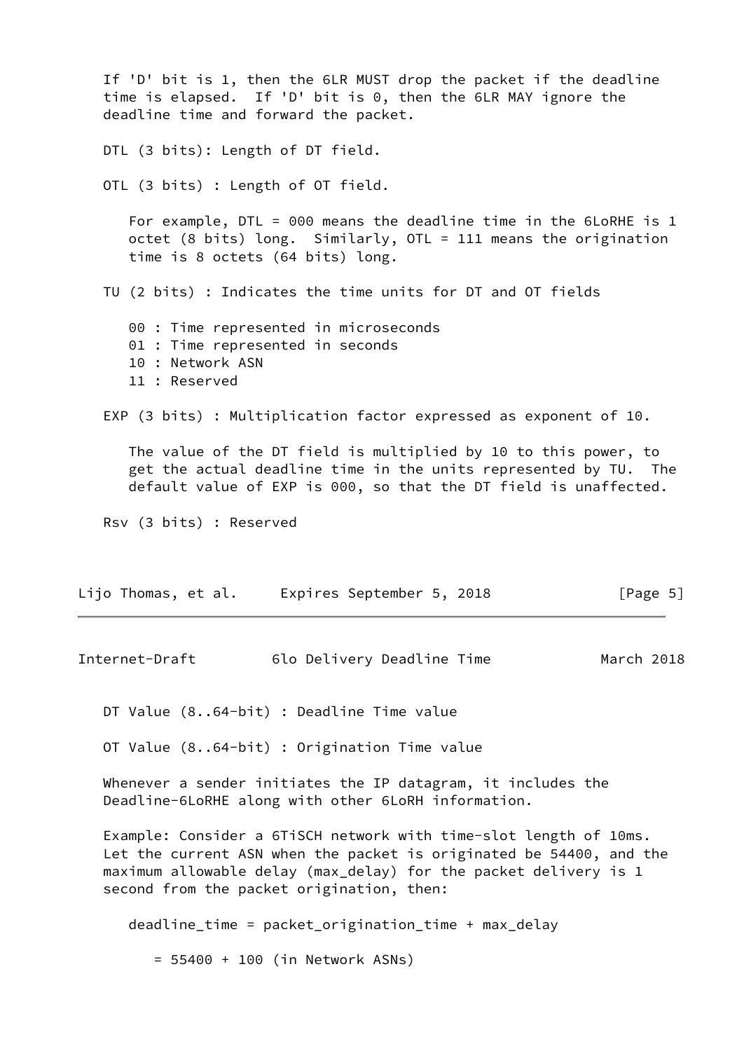If 'D' bit is 1, then the 6LR MUST drop the packet if the deadline time is elapsed. If 'D' bit is 0, then the 6LR MAY ignore the deadline time and forward the packet.

DTL (3 bits): Length of DT field.

OTL (3 bits) : Length of OT field.

For example, DTL = 000 means the deadline time in the 6LoRHE is 1 octet (8 bits) long. Similarly, OTL = 111 means the origination time is 8 octets (64 bits) long.

TU (2 bits) : Indicates the time units for DT and OT fields

- 00 : Time represented in microseconds
- 01 : Time represented in seconds
- 10 : Network ASN
- 11 : Reserved

EXP (3 bits) : Multiplication factor expressed as exponent of 10.

The value of the DT field is multiplied by 10 to this power, to get the actual deadline time in the units represented by TU. The default value of EXP is 000, so that the DT field is unaffected.

Rsv (3 bits) : Reserved

DT Value (8..64-bit) : Deadline Time value

OT Value (8..64-bit) : Origination Time value

Whenever a sender initiates the IP datagram, it includes the Deadline-6LoRHE along with other 6LoRH information.

Example: Consider a 6TiSCH network with time-slot length of 10ms. Let the current ASN when the packet is originated be 54400, and the maximum allowable delay (max_delay) for the packet delivery is 1 second from the packet origination, then:

```
deadline_time = packet_origination_time + max_delay

  = 55400 + 100 (in Network ASNs)
```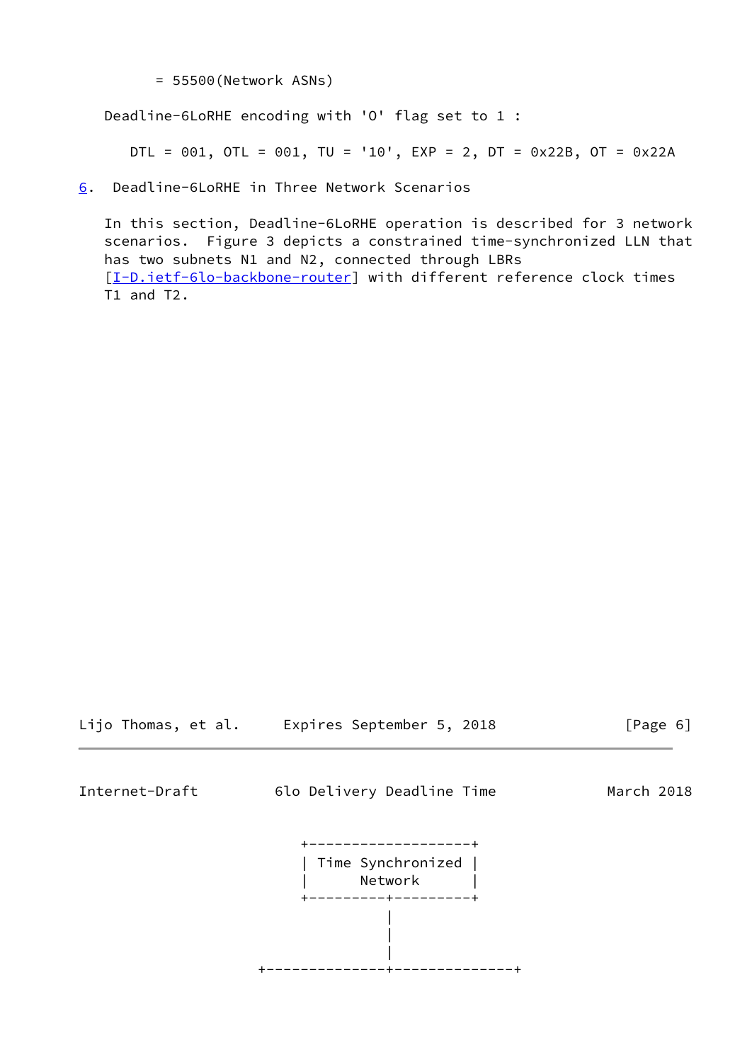= 55500(Network ASNs)

Deadline-6LoRHE encoding with 'O' flag set to 1 :

DTL = 001, OTL = 001, TU = '10', EXP = 2, DT = 0x22B, OT = 0x22A

## 6. Deadline-6LoRHE in Three Network Scenarios

In this section, Deadline-6LoRHE operation is described for 3 network scenarios. Figure 3 depicts a constrained time-synchronized LLN that has two subnets N1 and N2, connected through LBRs [I-D.ietf-6lo-backbone-router] with different reference clock times T1 and T2.

```
                +-------------------+
                | Time Synchronized |
                |      Network      |
                +---------+---------+
                          |
                          |
                          |
           +--------------+--------------+
```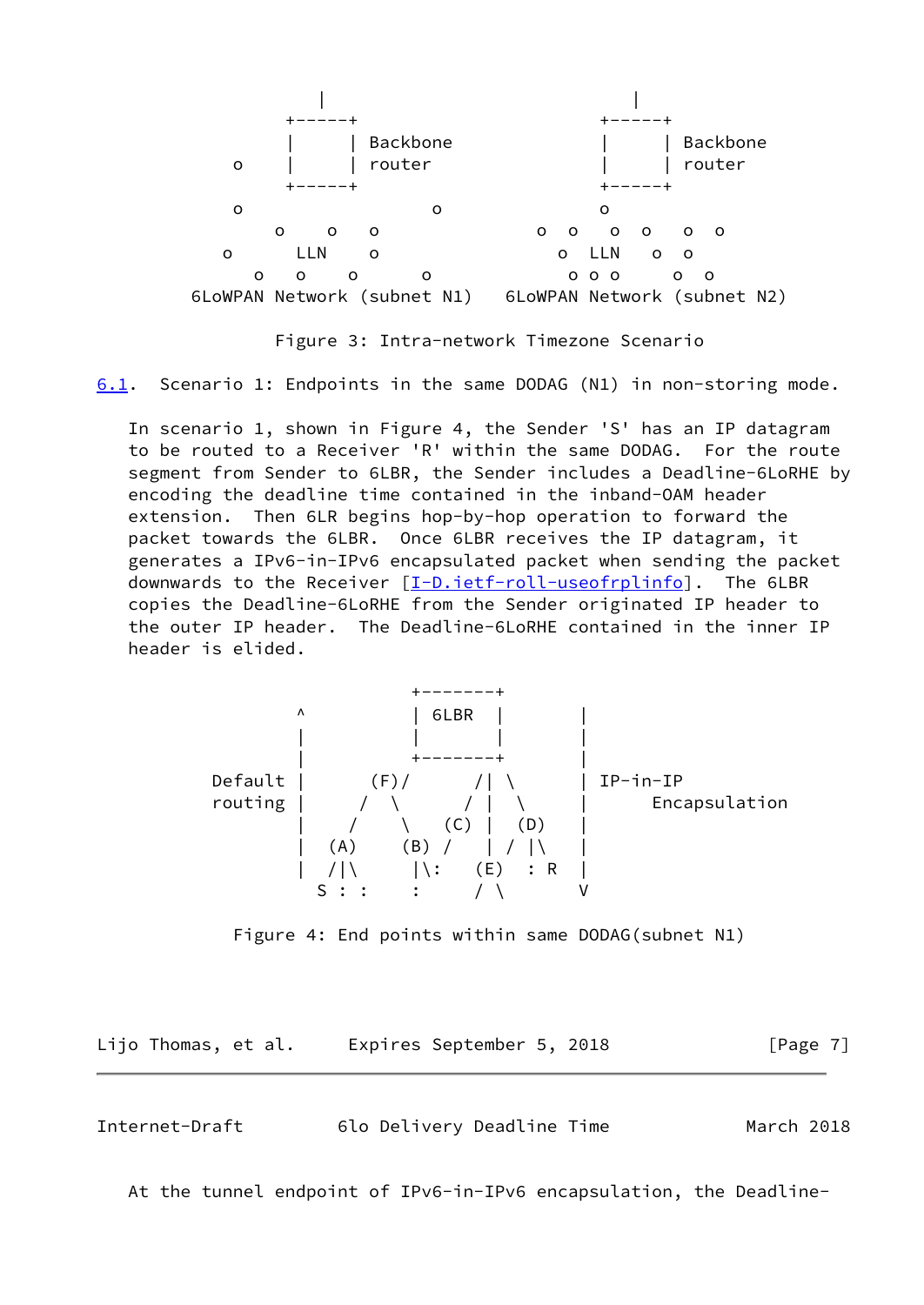```
                |                              |
             +-----+                        +-----+
             |     | Backbone               |     | Backbone
        o    |     | router                 |     | router
             +-----+                        +-----+
        o                  o                o
            o    o   o              o  o   o  o   o  o
       o      LLN    o                 o  LLN   o  o
          o   o    o      o               o o o     o  o
   6LoWPAN Network (subnet N1)   6LoWPAN Network (subnet N2)

             Figure 3: Intra-network Timezone Scenario
```

## 6.1. Scenario 1: Endpoints in the same DODAG (N1) in non-storing mode.

In scenario 1, shown in Figure 4, the Sender 'S' has an IP datagram to be routed to a Receiver 'R' within the same DODAG. For the route segment from Sender to 6LBR, the Sender includes a Deadline-6LoRHE by encoding the deadline time contained in the inband-OAM header extension. Then 6LR begins hop-by-hop operation to forward the packet towards the 6LBR. Once 6LBR receives the IP datagram, it generates a IPv6-in-IPv6 encapsulated packet when sending the packet downwards to the Receiver [I-D.ietf-roll-useofrplinfo]. The 6LBR copies the Deadline-6LoRHE from the Sender originated IP header to the outer IP header. The Deadline-6LoRHE contained in the inner IP header is elided.

```
                         +-------+
          ^              | 6LBR  |       |
          |              |       |       |
          |              +-------+       |
  Default |      (F)/      /| \          | IP-in-IP
  routing |      /  \     / |  \         |     Encapsulation
          |     /    \  (C) |  (D)       |
          |   (A)    (B) /  | / |\       |
          |   /|\     |\:  (E)  : R      |
            S : :     :    / \           V

       Figure 4: End points within same DODAG(subnet N1)
```

At the tunnel endpoint of IPv6-in-IPv6 encapsulation, the Deadline-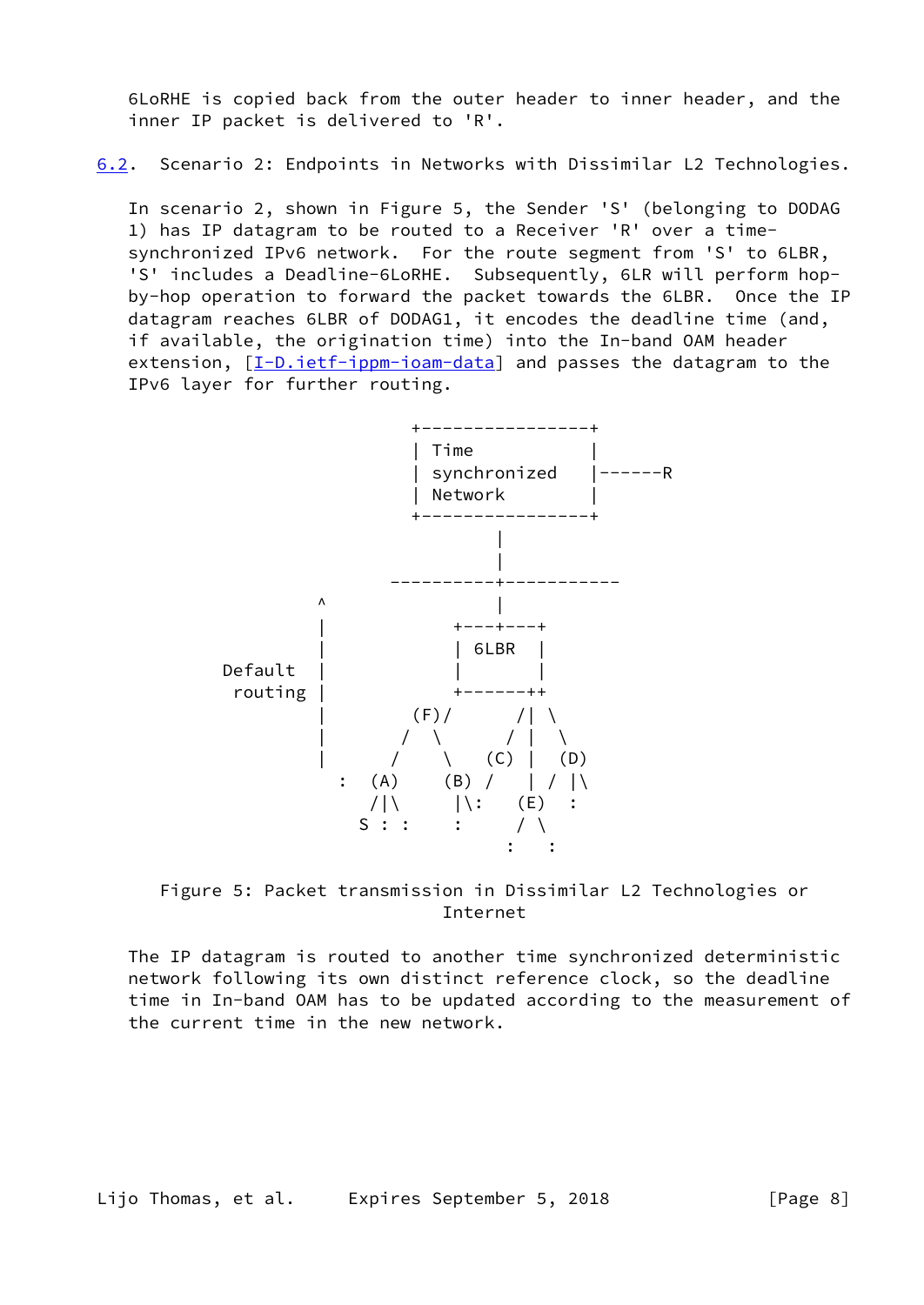6LoRHE is copied back from the outer header to inner header, and the inner IP packet is delivered to 'R'.

## 6.2. Scenario 2: Endpoints in Networks with Dissimilar L2 Technologies.

In scenario 2, shown in Figure 5, the Sender 'S' (belonging to DODAG 1) has IP datagram to be routed to a Receiver 'R' over a time-synchronized IPv6 network. For the route segment from 'S' to 6LBR, 'S' includes a Deadline-6LoRHE. Subsequently, 6LR will perform hop-by-hop operation to forward the packet towards the 6LBR. Once the IP datagram reaches 6LBR of DODAG1, it encodes the deadline time (and, if available, the origination time) into the In-band OAM header extension, [I-D.ietf-ippm-ioam-data] and passes the datagram to the IPv6 layer for further routing.

```
                         +----------------+
                         | Time           |
                         | synchronized   |------R
                         | Network        |
                         +----------------+
                                 |
                                 |
                       ----------+-----------
             ^                   |
             |               +---+---+
             |               | 6LBR  |
     Default |               |       |
      routing |               +------++
             |         (F)/      /| \
             |        /  \      / |  \
             |       /    \   (C) |  (D)
               :  (A)    (B) /    | / |\
                  /|\     |\:   (E)  :
                 S : :    :     / \
                               :   :
```

Figure 5: Packet transmission in Dissimilar L2 Technologies or Internet

The IP datagram is routed to another time synchronized deterministic network following its own distinct reference clock, so the deadline time in In-band OAM has to be updated according to the measurement of the current time in the new network.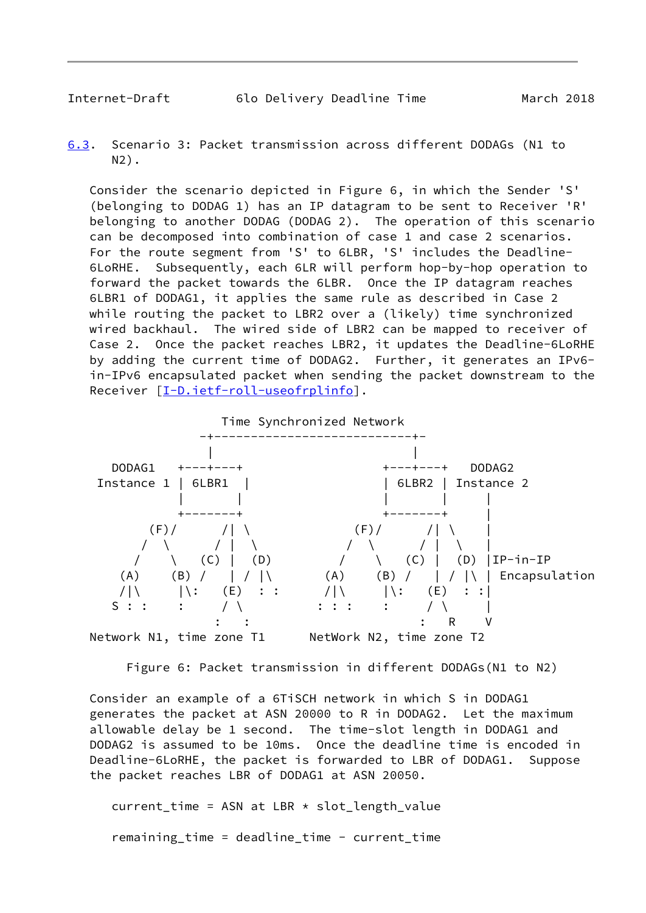### 6.3. Scenario 3: Packet transmission across different DODAGs (N1 to N2).

Consider the scenario depicted in Figure 6, in which the Sender 'S' (belonging to DODAG 1) has an IP datagram to be sent to Receiver 'R' belonging to another DODAG (DODAG 2). The operation of this scenario can be decomposed into combination of case 1 and case 2 scenarios. For the route segment from 'S' to 6LBR, 'S' includes the Deadline-6LoRHE. Subsequently, each 6LR will perform hop-by-hop operation to forward the packet towards the 6LBR. Once the IP datagram reaches 6LBR1 of DODAG1, it applies the same rule as described in Case 2 while routing the packet to LBR2 over a (likely) time synchronized wired backhaul. The wired side of LBR2 can be mapped to receiver of Case 2. Once the packet reaches LBR2, it updates the Deadline-6LoRHE by adding the current time of DODAG2. Further, it generates an IPv6-in-IPv6 encapsulated packet when sending the packet downstream to the Receiver [I-D.ietf-roll-useofrplinfo].

```
                  Time Synchronized Network
               -+---------------------------+-
                |                           |
   DODAG1   +---+---+                   +---+---+   DODAG2
 Instance 1 | 6LBR1  |                  | 6LBR2 | Instance 2
            |       |                   |       |      |
            +-------+                   +-------+      |
        (F)/      /| \              (F)/      /| \     |
         /  \      / |  \             /  \      / |  \    |
        /    \   (C) |  (D)          /    \   (C) |  (D) |IP-in-IP
      (A)    (B) /   | / |\        (A)    (B) /   | / |\ | Encapsulation
      /|\     |\:   (E)  : :       /|\     |\:   (E)  : :|
     S : :    :     / \           : : :    :     / \     |
                   :   :                        :   R    V
   Network N1, time zone T1      NetWork N2, time zone T2
```

Figure 6: Packet transmission in different DODAGs(N1 to N2)

Consider an example of a 6TiSCH network in which S in DODAG1 generates the packet at ASN 20000 to R in DODAG2. Let the maximum allowable delay be 1 second. The time-slot length in DODAG1 and DODAG2 is assumed to be 10ms. Once the deadline time is encoded in Deadline-6LoRHE, the packet is forwarded to LBR of DODAG1. Suppose the packet reaches LBR of DODAG1 at ASN 20050.

```
current_time = ASN at LBR * slot_length_value

remaining_time = deadline_time - current_time
```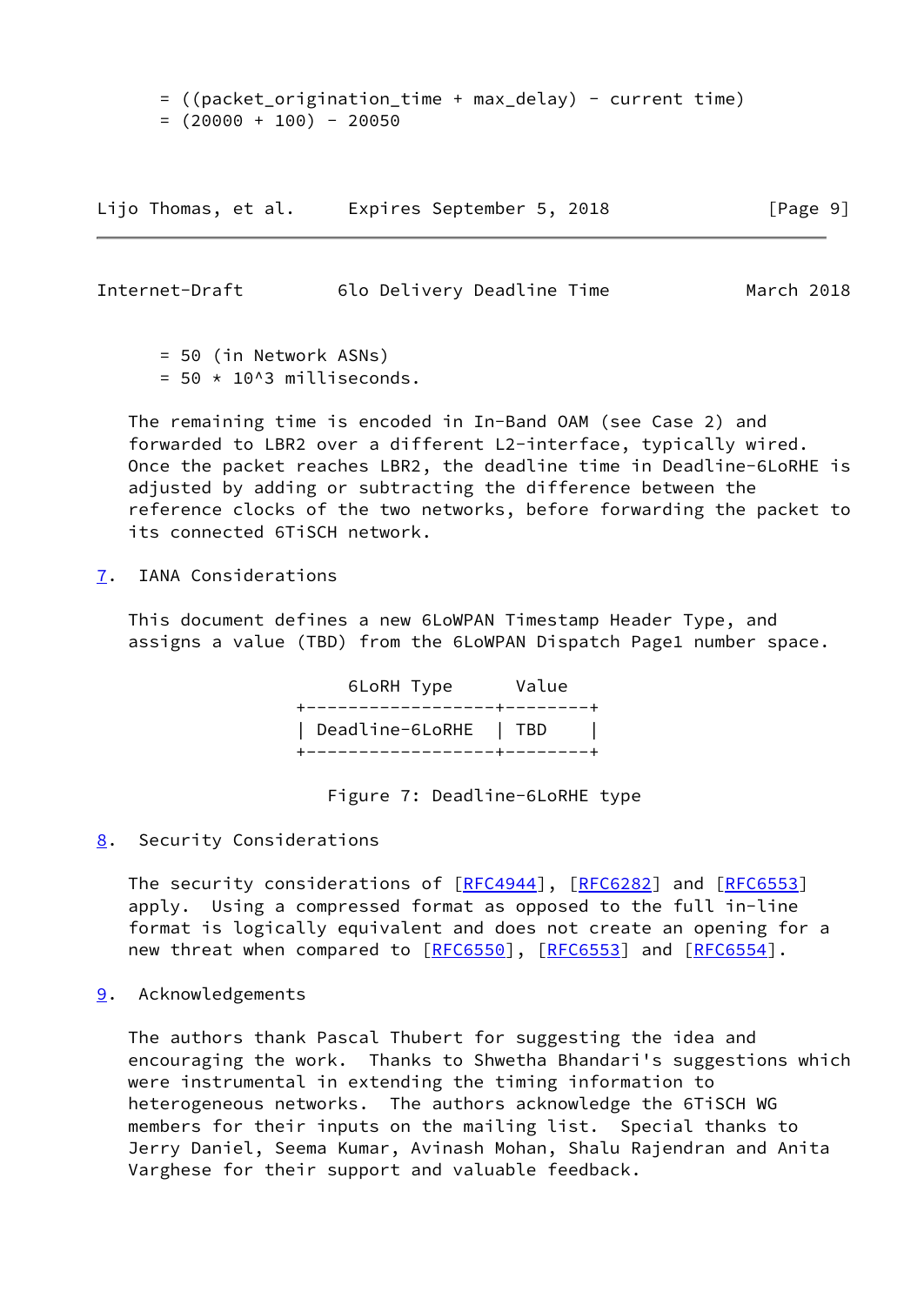```
= ((packet_origination_time + max_delay) - current time)
= (20000 + 100) - 20050
= 50 (in Network ASNs)
= 50 * 10^3 milliseconds.
```

The remaining time is encoded in In-Band OAM (see Case 2) and forwarded to LBR2 over a different L2-interface, typically wired. Once the packet reaches LBR2, the deadline time in Deadline-6LoRHE is adjusted by adding or subtracting the difference between the reference clocks of the two networks, before forwarding the packet to its connected 6TiSCH network.

## 7. IANA Considerations

This document defines a new 6LoWPAN Timestamp Header Type, and assigns a value (TBD) from the 6LoWPAN Dispatch Page1 number space.

| 6LoRH Type | Value |
|---|---|
| Deadline-6LoRHE | TBD |

Figure 7: Deadline-6LoRHE type

## 8. Security Considerations

The security considerations of [RFC4944], [RFC6282] and [RFC6553] apply. Using a compressed format as opposed to the full in-line format is logically equivalent and does not create an opening for a new threat when compared to [RFC6550], [RFC6553] and [RFC6554].

## 9. Acknowledgements

The authors thank Pascal Thubert for suggesting the idea and encouraging the work. Thanks to Shwetha Bhandari's suggestions which were instrumental in extending the timing information to heterogeneous networks. The authors acknowledge the 6TiSCH WG members for their inputs on the mailing list. Special thanks to Jerry Daniel, Seema Kumar, Avinash Mohan, Shalu Rajendran and Anita Varghese for their support and valuable feedback.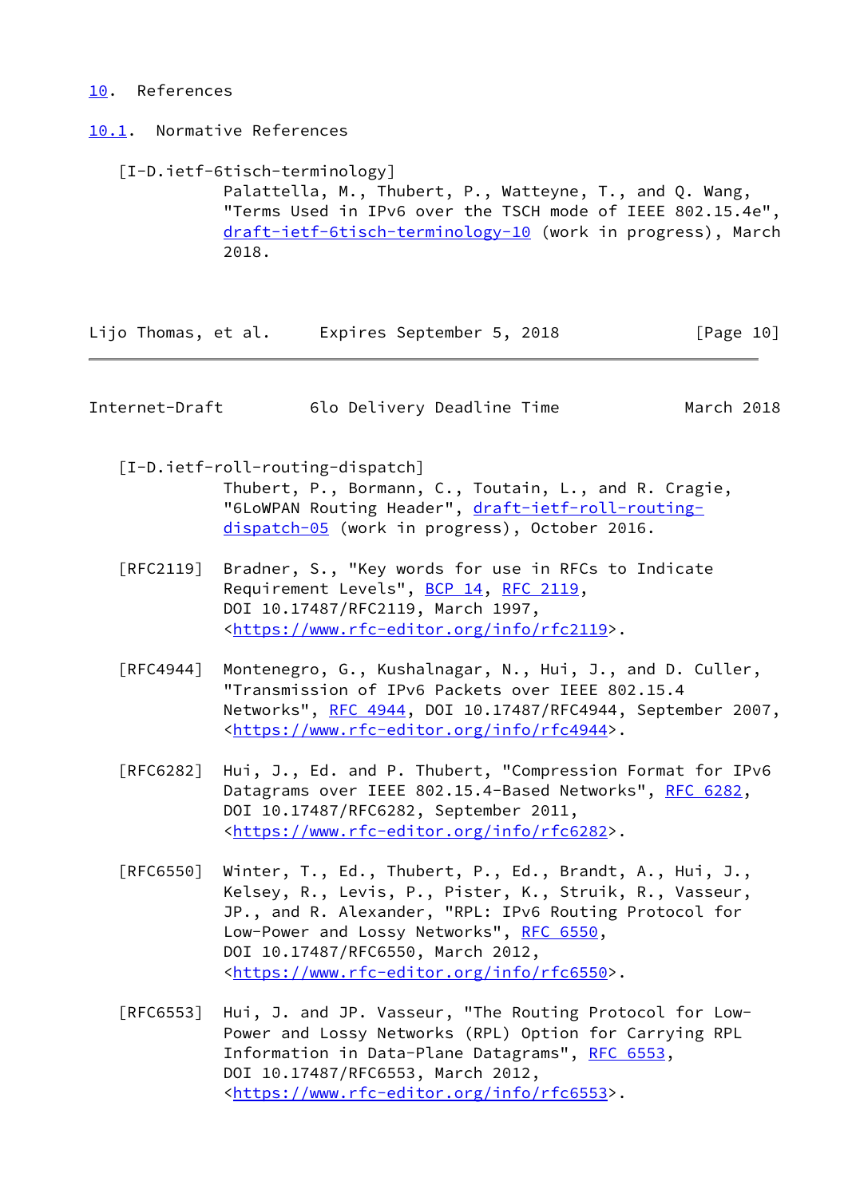## 10. References

### 10.1. Normative References

[I-D.ietf-6tisch-terminology]
Palattella, M., Thubert, P., Watteyne, T., and Q. Wang, "Terms Used in IPv6 over the TSCH mode of IEEE 802.15.4e", draft-ietf-6tisch-terminology-10 (work in progress), March 2018.

[I-D.ietf-roll-routing-dispatch]
Thubert, P., Bormann, C., Toutain, L., and R. Cragie, "6LoWPAN Routing Header", draft-ietf-roll-routing-dispatch-05 (work in progress), October 2016.

[RFC2119] Bradner, S., "Key words for use in RFCs to Indicate Requirement Levels", BCP 14, RFC 2119, DOI 10.17487/RFC2119, March 1997, <https://www.rfc-editor.org/info/rfc2119>.

[RFC4944] Montenegro, G., Kushalnagar, N., Hui, J., and D. Culler, "Transmission of IPv6 Packets over IEEE 802.15.4 Networks", RFC 4944, DOI 10.17487/RFC4944, September 2007, <https://www.rfc-editor.org/info/rfc4944>.

[RFC6282] Hui, J., Ed. and P. Thubert, "Compression Format for IPv6 Datagrams over IEEE 802.15.4-Based Networks", RFC 6282, DOI 10.17487/RFC6282, September 2011, <https://www.rfc-editor.org/info/rfc6282>.

[RFC6550] Winter, T., Ed., Thubert, P., Ed., Brandt, A., Hui, J., Kelsey, R., Levis, P., Pister, K., Struik, R., Vasseur, JP., and R. Alexander, "RPL: IPv6 Routing Protocol for Low-Power and Lossy Networks", RFC 6550, DOI 10.17487/RFC6550, March 2012, <https://www.rfc-editor.org/info/rfc6550>.

[RFC6553] Hui, J. and JP. Vasseur, "The Routing Protocol for Low-Power and Lossy Networks (RPL) Option for Carrying RPL Information in Data-Plane Datagrams", RFC 6553, DOI 10.17487/RFC6553, March 2012, <https://www.rfc-editor.org/info/rfc6553>.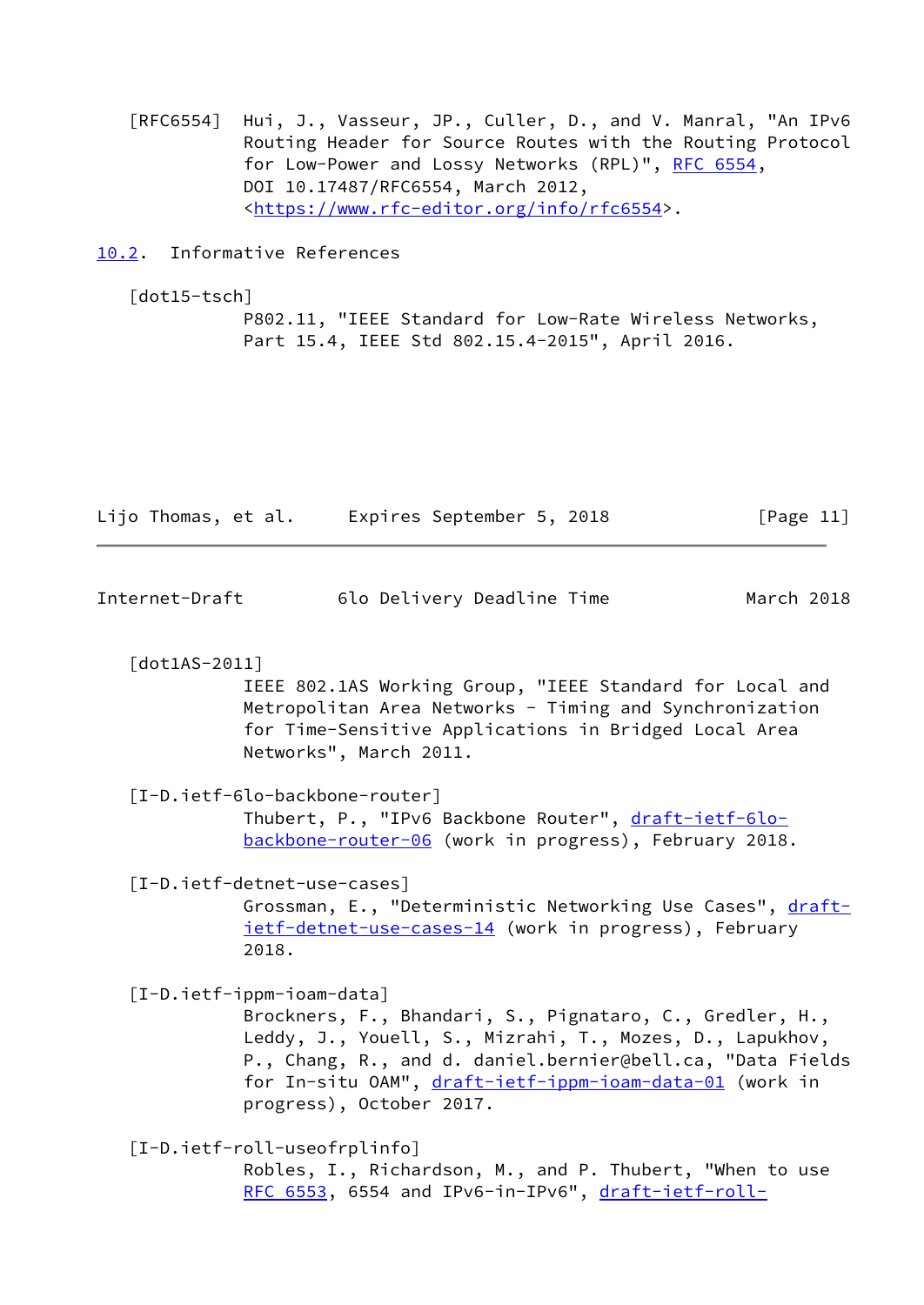[RFC6554] Hui, J., Vasseur, JP., Culler, D., and V. Manral, "An IPv6 Routing Header for Source Routes with the Routing Protocol for Low-Power and Lossy Networks (RPL)", RFC 6554, DOI 10.17487/RFC6554, March 2012, <https://www.rfc-editor.org/info/rfc6554>.

## 10.2. Informative References

[dot15-tsch]
P802.11, "IEEE Standard for Low-Rate Wireless Networks, Part 15.4, IEEE Std 802.15.4-2015", April 2016.

[dot1AS-2011]
IEEE 802.1AS Working Group, "IEEE Standard for Local and Metropolitan Area Networks - Timing and Synchronization for Time-Sensitive Applications in Bridged Local Area Networks", March 2011.

[I-D.ietf-6lo-backbone-router]
Thubert, P., "IPv6 Backbone Router", draft-ietf-6lo-backbone-router-06 (work in progress), February 2018.

[I-D.ietf-detnet-use-cases]
Grossman, E., "Deterministic Networking Use Cases", draft-ietf-detnet-use-cases-14 (work in progress), February 2018.

[I-D.ietf-ippm-ioam-data]
Brockners, F., Bhandari, S., Pignataro, C., Gredler, H., Leddy, J., Youell, S., Mizrahi, T., Mozes, D., Lapukhov, P., Chang, R., and d. daniel.bernier@bell.ca, "Data Fields for In-situ OAM", draft-ietf-ippm-ioam-data-01 (work in progress), October 2017.

[I-D.ietf-roll-useofrplinfo]
Robles, I., Richardson, M., and P. Thubert, "When to use RFC 6553, 6554 and IPv6-in-IPv6", draft-ietf-roll-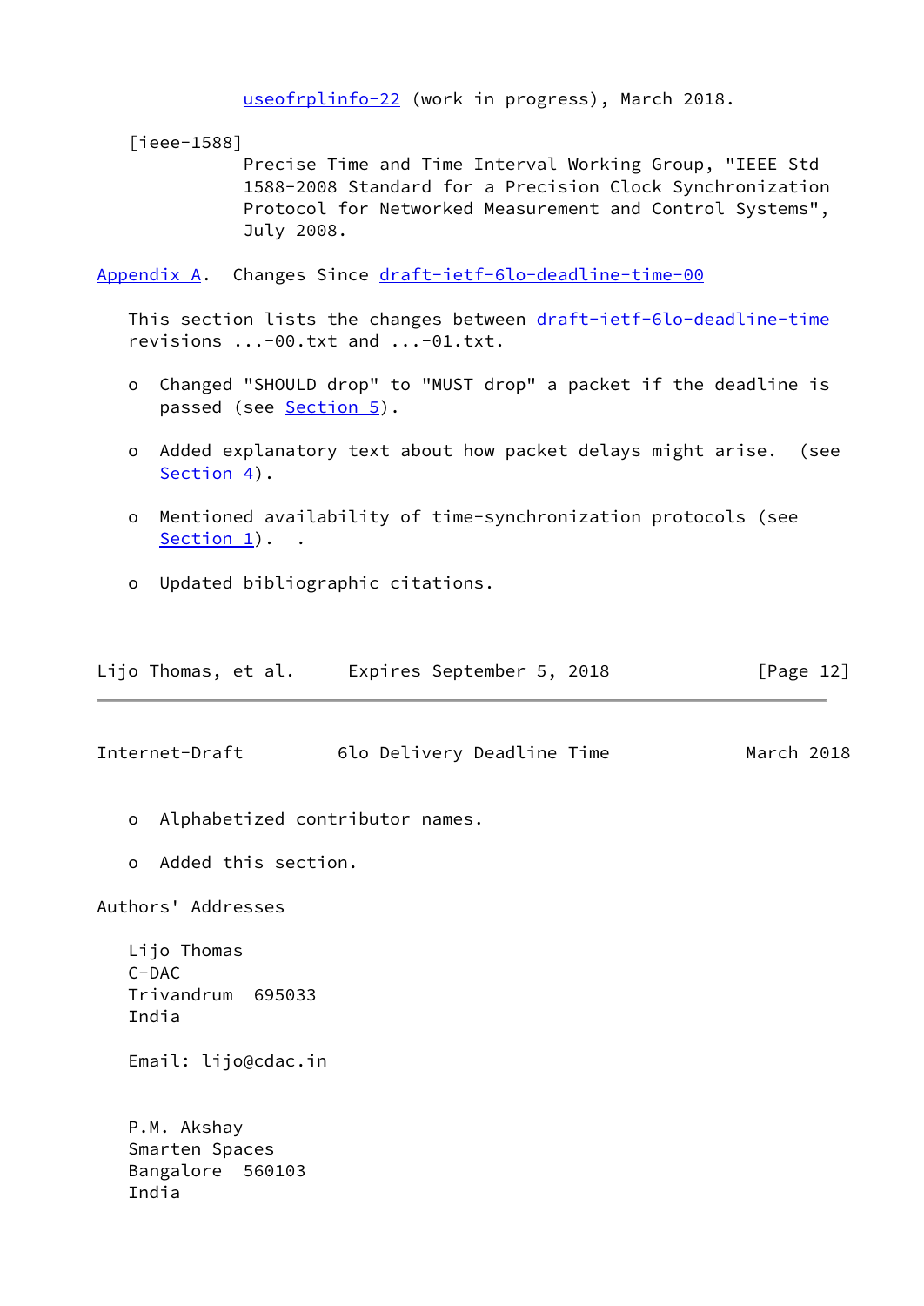useofrplinfo-22 (work in progress), March 2018.

[ieee-1588]
Precise Time and Time Interval Working Group, "IEEE Std 1588-2008 Standard for a Precision Clock Synchronization Protocol for Networked Measurement and Control Systems", July 2008.

## Appendix A. Changes Since draft-ietf-6lo-deadline-time-00

This section lists the changes between draft-ietf-6lo-deadline-time revisions ...-00.txt and ...-01.txt.

- Changed "SHOULD drop" to "MUST drop" a packet if the deadline is passed (see Section 5).

- Added explanatory text about how packet delays might arise. (see Section 4).

- Mentioned availability of time-synchronization protocols (see Section 1). .

- Updated bibliographic citations.

- Alphabetized contributor names.

- Added this section.

## Authors' Addresses

Lijo Thomas
C-DAC
Trivandrum 695033
India

Email: lijo@cdac.in

P.M. Akshay
Smarten Spaces
Bangalore 560103
India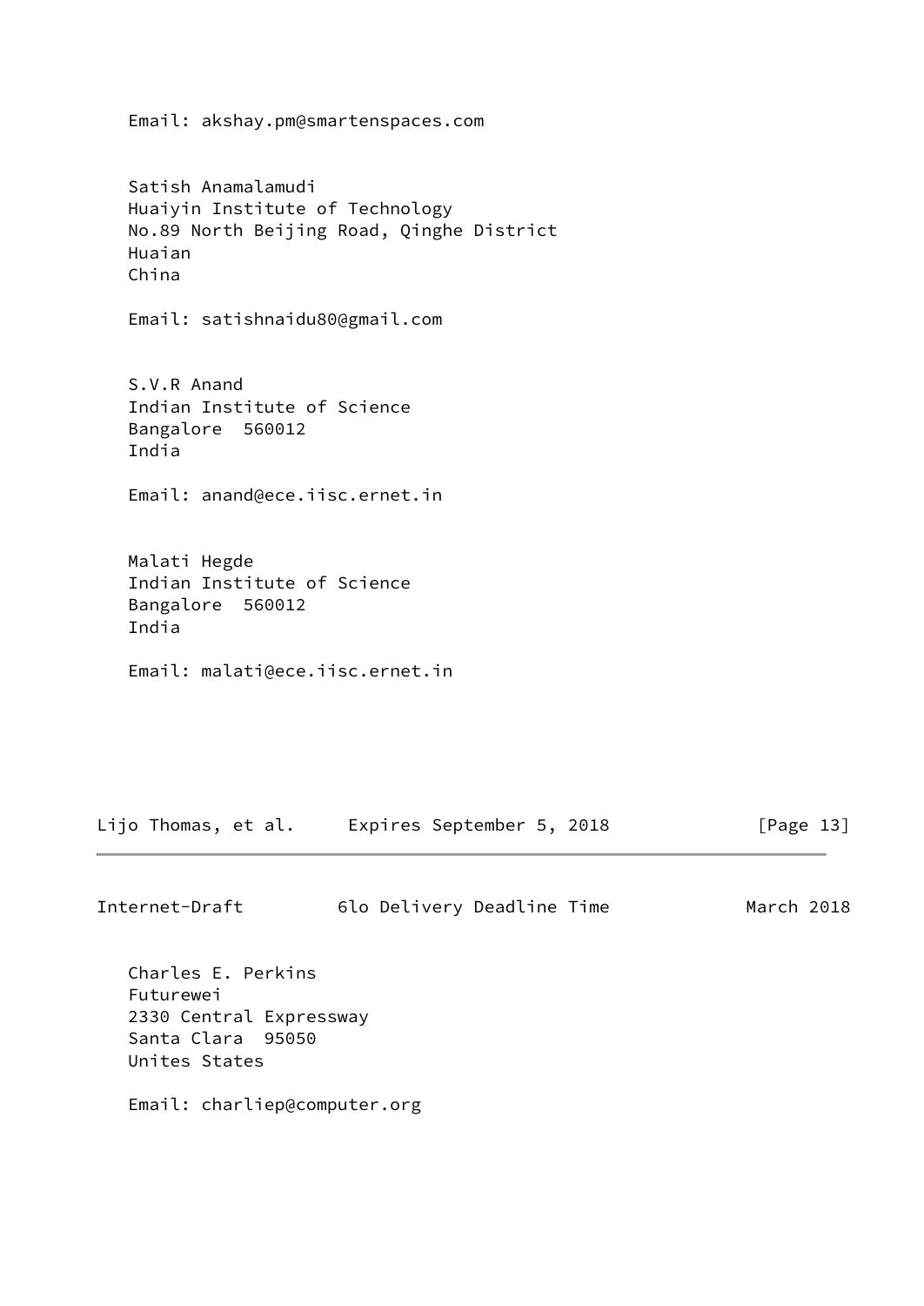Email: akshay.pm@smartenspaces.com

Satish Anamalamudi
Huaiyin Institute of Technology
No.89 North Beijing Road, Qinghe District
Huaian
China

Email: satishnaidu80@gmail.com

S.V.R Anand
Indian Institute of Science
Bangalore  560012
India

Email: anand@ece.iisc.ernet.in

Malati Hegde
Indian Institute of Science
Bangalore  560012
India

Email: malati@ece.iisc.ernet.in

Charles E. Perkins
Futurewei
2330 Central Expressway
Santa Clara  95050
Unites States

Email: charliep@computer.org